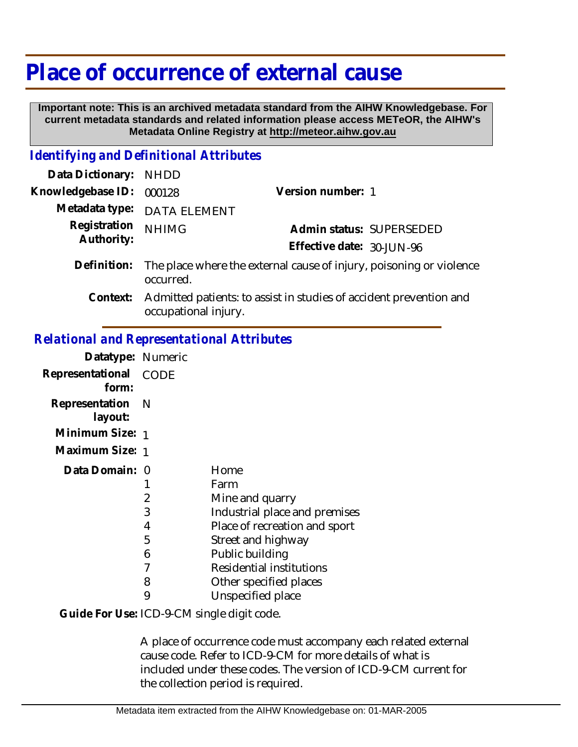# Place of occurrence of external cause

**Important note: This is an archived metadata standard from the AIHW Knowledgebase. For current metadata standards and related information please access METeOR, the AIHW's Metadata Online Registry at http://meteor.aihw.gov.au**

## *Identifying and Definitional Attributes*

**Data Dictionary:** NHDD

**Knowledgebase ID:** 000128

**Version number:** 1

**Metadata type:** DATA ELEMENT

**Registration Authority:** NHIMG

**Admin status:** SUPERSEDED

**Effective date:** 30-JUN-96

**Definition:** The place where the external cause of injury, poisoning or violence occurred.

**Context:** Admitted patients: to assist in studies of accident prevention and occupational injury.

## *Relational and Representational Attributes*

**Datatype:** Numeric

**Representational form:** CODE

**Representation layout:** N

**Minimum Size:** 1

**Maximum Size:** 1

**Data Domain:**

| Code | Description |
|---|---|
| 0 | Home |
| 1 | Farm |
| 2 | Mine and quarry |
| 3 | Industrial place and premises |
| 4 | Place of recreation and sport |
| 5 | Street and highway |
| 6 | Public building |
| 7 | Residential institutions |
| 8 | Other specified places |
| 9 | Unspecified place |

**Guide For Use:** ICD-9-CM single digit code.

A place of occurrence code must accompany each related external cause code. Refer to ICD-9-CM for more details of what is included under these codes. The version of ICD-9-CM current for the collection period is required.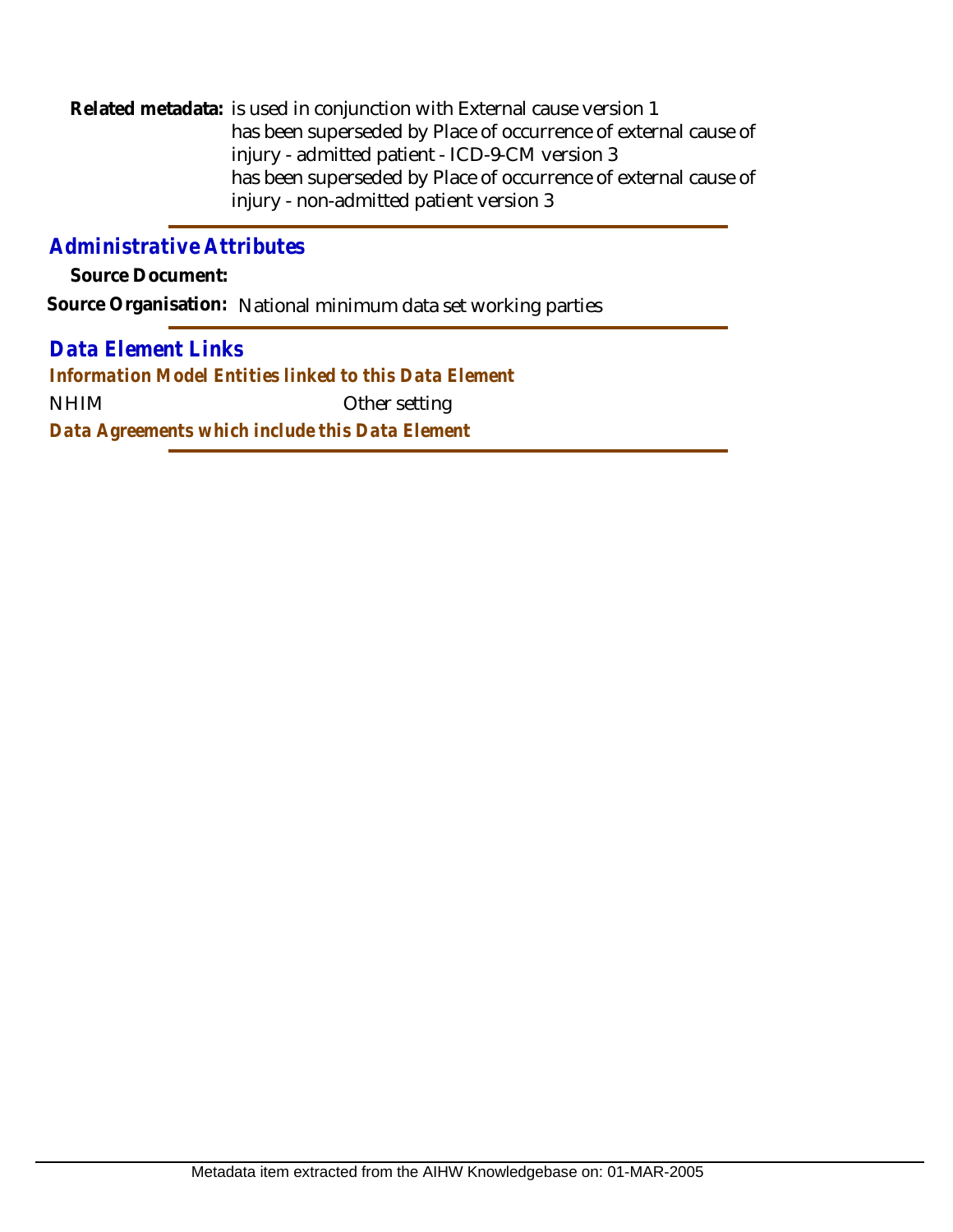**Related metadata:** is used in conjunction with External cause version 1
has been superseded by Place of occurrence of external cause of injury - admitted patient - ICD-9-CM version 3
has been superseded by Place of occurrence of external cause of injury - non-admitted patient version 3

## Administrative Attributes

**Source Document:**

**Source Organisation:** National minimum data set working parties

## Data Element Links

***Information Model Entities linked to this Data Element***

| | |
|---|---|
| NHIM | Other setting |

***Data Agreements which include this Data Element***

Metadata item extracted from the AIHW Knowledgebase on: 01-MAR-2005